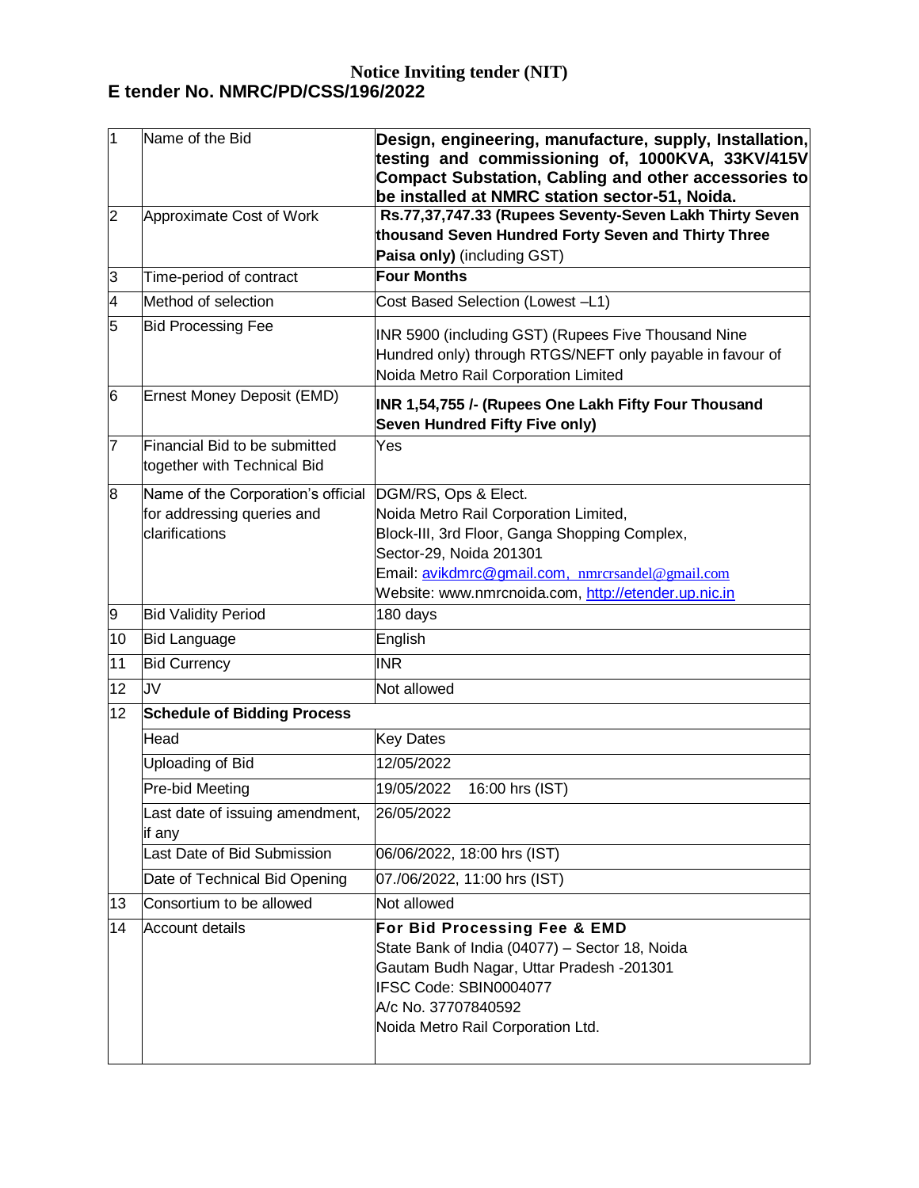# Notice Inviting tender (NIT)

## E tender No. NMRC/PD/CSS/196/2022

| | | |
|---|---|---|
| 1 | Name of the Bid | **Design, engineering, manufacture, supply, Installation, testing and commissioning of, 1000KVA, 33KV/415V Compact Substation, Cabling and other accessories to be installed at NMRC station sector-51, Noida.** |
| 2 | Approximate Cost of Work | **Rs.77,37,747.33 (Rupees Seventy-Seven Lakh Thirty Seven thousand Seven Hundred Forty Seven and Thirty Three Paisa only)** (including GST) |
| 3 | Time-period of contract | **Four Months** |
| 4 | Method of selection | Cost Based Selection (Lowest –L1) |
| 5 | Bid Processing Fee | INR 5900 (including GST) (Rupees Five Thousand Nine Hundred only) through RTGS/NEFT only payable in favour of Noida Metro Rail Corporation Limited |
| 6 | Ernest Money Deposit (EMD) | **INR 1,54,755 /- (Rupees One Lakh Fifty Four Thousand Seven Hundred Fifty Five only)** |
| 7 | Financial Bid to be submitted together with Technical Bid | Yes |
| 8 | Name of the Corporation's official for addressing queries and clarifications | DGM/RS, Ops & Elect.<br>Noida Metro Rail Corporation Limited,<br>Block-III, 3rd Floor, Ganga Shopping Complex,<br>Sector-29, Noida 201301<br>Email: avikdmrc@gmail.com, nmrcrsandel@gmail.com<br>Website: www.nmrcnoida.com, http://etender.up.nic.in |
| 9 | Bid Validity Period | 180 days |
| 10 | Bid Language | English |
| 11 | Bid Currency | INR |
| 12 | JV | Not allowed |
| 12 | **Schedule of Bidding Process** | |
| | Head | Key Dates |
| | Uploading of Bid | 12/05/2022 |
| | Pre-bid Meeting | 19/05/2022 16:00 hrs (IST) |
| | Last date of issuing amendment, if any | 26/05/2022 |
| | Last Date of Bid Submission | 06/06/2022, 18:00 hrs (IST) |
| | Date of Technical Bid Opening | 07./06/2022, 11:00 hrs (IST) |
| 13 | Consortium to be allowed | Not allowed |
| 14 | Account details | **For Bid Processing Fee & EMD**<br>State Bank of India (04077) – Sector 18, Noida<br>Gautam Budh Nagar, Uttar Pradesh -201301<br>IFSC Code: SBIN0004077<br>A/c No. 37707840592<br>Noida Metro Rail Corporation Ltd. |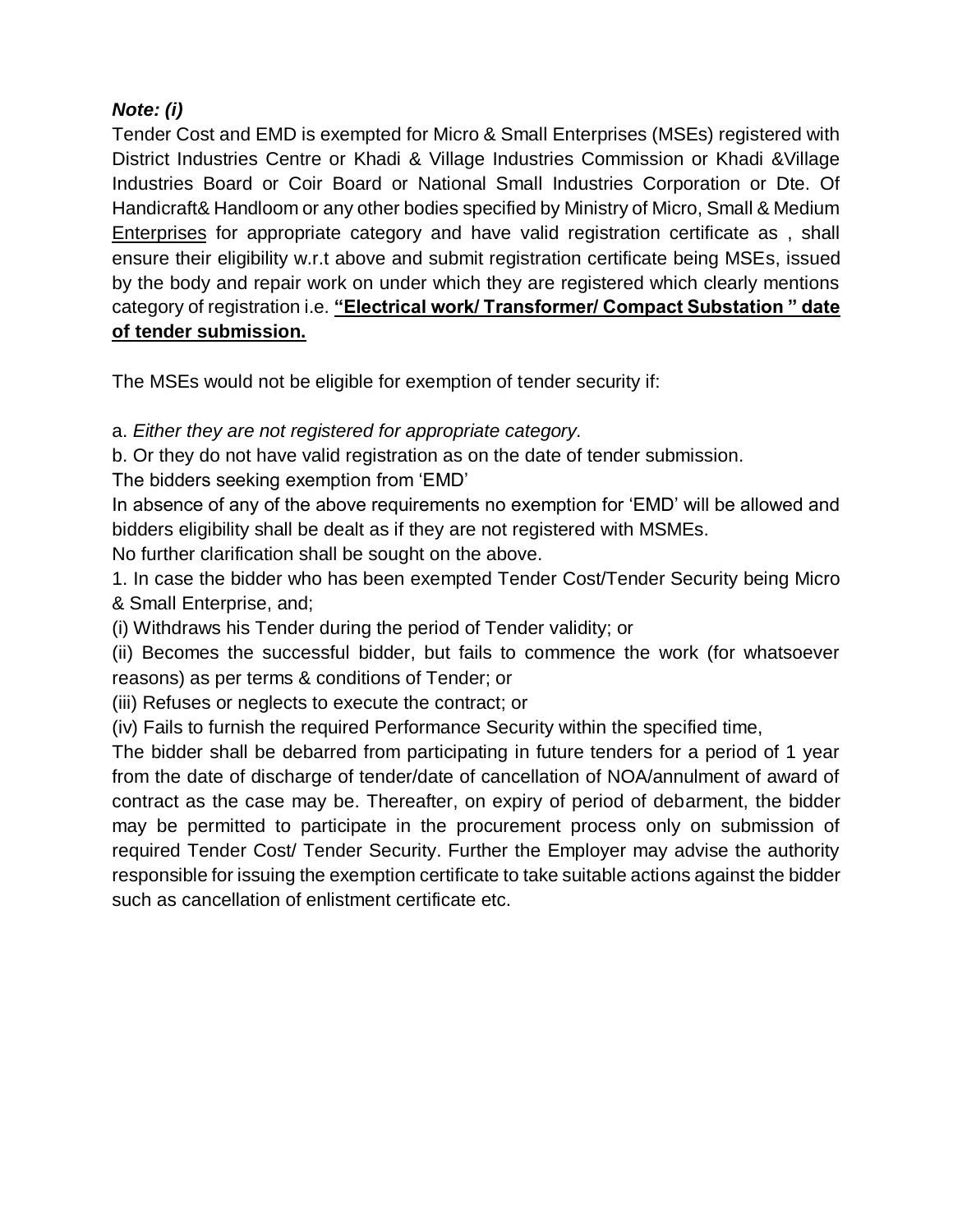***Note: (i)***

Tender Cost and EMD is exempted for Micro & Small Enterprises (MSEs) registered with District Industries Centre or Khadi & Village Industries Commission or Khadi &Village Industries Board or Coir Board or National Small Industries Corporation or Dte. Of Handicraft& Handloom or any other bodies specified by Ministry of Micro, Small & Medium Enterprises for appropriate category and have valid registration certificate as , shall ensure their eligibility w.r.t above and submit registration certificate being MSEs, issued by the body and repair work on under which they are registered which clearly mentions category of registration i.e. **"Electrical work/ Transformer/ Compact Substation " date of tender submission.**

The MSEs would not be eligible for exemption of tender security if:

a. *Either they are not registered for appropriate category.*

b. Or they do not have valid registration as on the date of tender submission.

The bidders seeking exemption from 'EMD'

In absence of any of the above requirements no exemption for 'EMD' will be allowed and bidders eligibility shall be dealt as if they are not registered with MSMEs.

No further clarification shall be sought on the above.

1. In case the bidder who has been exempted Tender Cost/Tender Security being Micro & Small Enterprise, and;

(i) Withdraws his Tender during the period of Tender validity; or

(ii) Becomes the successful bidder, but fails to commence the work (for whatsoever reasons) as per terms & conditions of Tender; or

(iii) Refuses or neglects to execute the contract; or

(iv) Fails to furnish the required Performance Security within the specified time,

The bidder shall be debarred from participating in future tenders for a period of 1 year from the date of discharge of tender/date of cancellation of NOA/annulment of award of contract as the case may be. Thereafter, on expiry of period of debarment, the bidder may be permitted to participate in the procurement process only on submission of required Tender Cost/ Tender Security. Further the Employer may advise the authority responsible for issuing the exemption certificate to take suitable actions against the bidder such as cancellation of enlistment certificate etc.